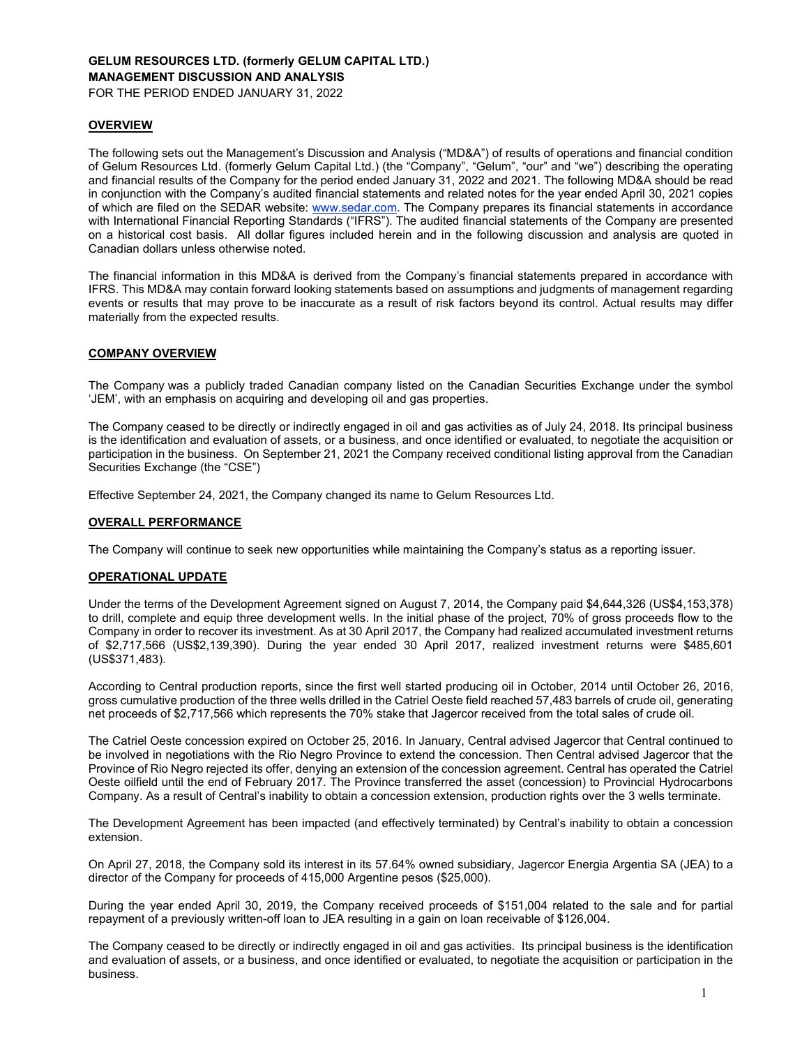**GELUM RESOURCES LTD. (formerly GELUM CAPITAL LTD.)**
**MANAGEMENT DISCUSSION AND ANALYSIS**
FOR THE PERIOD ENDED JANUARY 31, 2022

## OVERVIEW

The following sets out the Management's Discussion and Analysis ("MD&A") of results of operations and financial condition of Gelum Resources Ltd. (formerly Gelum Capital Ltd.) (the "Company", "Gelum", "our" and "we") describing the operating and financial results of the Company for the period ended January 31, 2022 and 2021. The following MD&A should be read in conjunction with the Company's audited financial statements and related notes for the year ended April 30, 2021 copies of which are filed on the SEDAR website: www.sedar.com. The Company prepares its financial statements in accordance with International Financial Reporting Standards ("IFRS"). The audited financial statements of the Company are presented on a historical cost basis. All dollar figures included herein and in the following discussion and analysis are quoted in Canadian dollars unless otherwise noted.

The financial information in this MD&A is derived from the Company's financial statements prepared in accordance with IFRS. This MD&A may contain forward looking statements based on assumptions and judgments of management regarding events or results that may prove to be inaccurate as a result of risk factors beyond its control. Actual results may differ materially from the expected results.

## COMPANY OVERVIEW

The Company was a publicly traded Canadian company listed on the Canadian Securities Exchange under the symbol 'JEM', with an emphasis on acquiring and developing oil and gas properties.

The Company ceased to be directly or indirectly engaged in oil and gas activities as of July 24, 2018. Its principal business is the identification and evaluation of assets, or a business, and once identified or evaluated, to negotiate the acquisition or participation in the business. On September 21, 2021 the Company received conditional listing approval from the Canadian Securities Exchange (the "CSE")

Effective September 24, 2021, the Company changed its name to Gelum Resources Ltd.

## OVERALL PERFORMANCE

The Company will continue to seek new opportunities while maintaining the Company's status as a reporting issuer.

## OPERATIONAL UPDATE

Under the terms of the Development Agreement signed on August 7, 2014, the Company paid $4,644,326 (US$4,153,378) to drill, complete and equip three development wells. In the initial phase of the project, 70% of gross proceeds flow to the Company in order to recover its investment. As at 30 April 2017, the Company had realized accumulated investment returns of $2,717,566 (US$2,139,390). During the year ended 30 April 2017, realized investment returns were $485,601 (US$371,483).

According to Central production reports, since the first well started producing oil in October, 2014 until October 26, 2016, gross cumulative production of the three wells drilled in the Catriel Oeste field reached 57,483 barrels of crude oil, generating net proceeds of $2,717,566 which represents the 70% stake that Jagercor received from the total sales of crude oil.

The Catriel Oeste concession expired on October 25, 2016. In January, Central advised Jagercor that Central continued to be involved in negotiations with the Rio Negro Province to extend the concession. Then Central advised Jagercor that the Province of Rio Negro rejected its offer, denying an extension of the concession agreement. Central has operated the Catriel Oeste oilfield until the end of February 2017. The Province transferred the asset (concession) to Provincial Hydrocarbons Company. As a result of Central's inability to obtain a concession extension, production rights over the 3 wells terminate.

The Development Agreement has been impacted (and effectively terminated) by Central's inability to obtain a concession extension.

On April 27, 2018, the Company sold its interest in its 57.64% owned subsidiary, Jagercor Energia Argentia SA (JEA) to a director of the Company for proceeds of 415,000 Argentine pesos ($25,000).

During the year ended April 30, 2019, the Company received proceeds of $151,004 related to the sale and for partial repayment of a previously written-off loan to JEA resulting in a gain on loan receivable of $126,004.

The Company ceased to be directly or indirectly engaged in oil and gas activities. Its principal business is the identification and evaluation of assets, or a business, and once identified or evaluated, to negotiate the acquisition or participation in the business.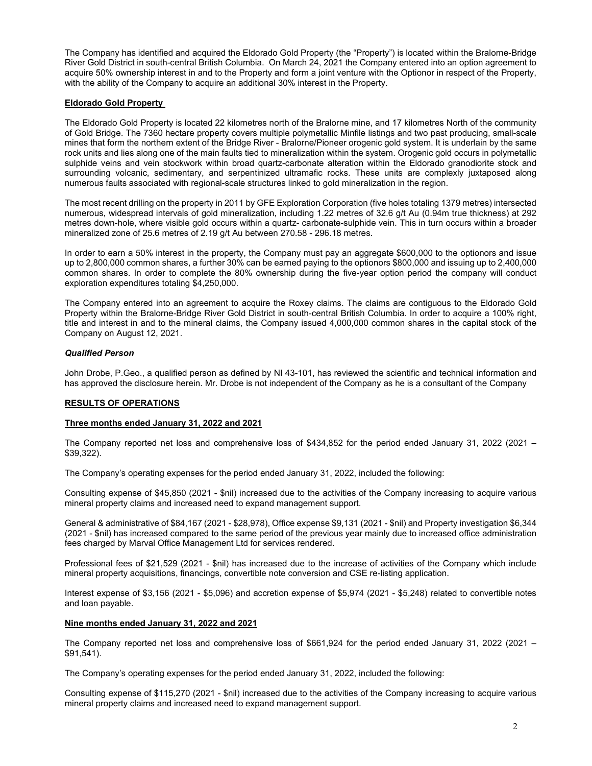The Company has identified and acquired the Eldorado Gold Property (the "Property") is located within the Bralorne-Bridge River Gold District in south-central British Columbia. On March 24, 2021 the Company entered into an option agreement to acquire 50% ownership interest in and to the Property and form a joint venture with the Optionor in respect of the Property, with the ability of the Company to acquire an additional 30% interest in the Property.

**Eldorado Gold Property**

The Eldorado Gold Property is located 22 kilometres north of the Bralorne mine, and 17 kilometres North of the community of Gold Bridge. The 7360 hectare property covers multiple polymetallic Minfile listings and two past producing, small-scale mines that form the northern extent of the Bridge River - Bralorne/Pioneer orogenic gold system. It is underlain by the same rock units and lies along one of the main faults tied to mineralization within the system. Orogenic gold occurs in polymetallic sulphide veins and vein stockwork within broad quartz-carbonate alteration within the Eldorado granodiorite stock and surrounding volcanic, sedimentary, and serpentinized ultramafic rocks. These units are complexly juxtaposed along numerous faults associated with regional-scale structures linked to gold mineralization in the region.

The most recent drilling on the property in 2011 by GFE Exploration Corporation (five holes totaling 1379 metres) intersected numerous, widespread intervals of gold mineralization, including 1.22 metres of 32.6 g/t Au (0.94m true thickness) at 292 metres down-hole, where visible gold occurs within a quartz- carbonate-sulphide vein. This in turn occurs within a broader mineralized zone of 25.6 metres of 2.19 g/t Au between 270.58 - 296.18 metres.

In order to earn a 50% interest in the property, the Company must pay an aggregate $600,000 to the optionors and issue up to 2,800,000 common shares, a further 30% can be earned paying to the optionors $800,000 and issuing up to 2,400,000 common shares. In order to complete the 80% ownership during the five-year option period the company will conduct exploration expenditures totaling $4,250,000.

The Company entered into an agreement to acquire the Roxey claims. The claims are contiguous to the Eldorado Gold Property within the Bralorne-Bridge River Gold District in south-central British Columbia. In order to acquire a 100% right, title and interest in and to the mineral claims, the Company issued 4,000,000 common shares in the capital stock of the Company on August 12, 2021.

***Qualified Person***

John Drobe, P.Geo., a qualified person as defined by NI 43-101, has reviewed the scientific and technical information and has approved the disclosure herein. Mr. Drobe is not independent of the Company as he is a consultant of the Company

**RESULTS OF OPERATIONS**

**Three months ended January 31, 2022 and 2021**

The Company reported net loss and comprehensive loss of $434,852 for the period ended January 31, 2022 (2021 – $39,322).

The Company's operating expenses for the period ended January 31, 2022, included the following:

Consulting expense of $45,850 (2021 - $nil) increased due to the activities of the Company increasing to acquire various mineral property claims and increased need to expand management support.

General & administrative of $84,167 (2021 - $28,978), Office expense $9,131 (2021 - $nil) and Property investigation $6,344 (2021 - $nil) has increased compared to the same period of the previous year mainly due to increased office administration fees charged by Marval Office Management Ltd for services rendered.

Professional fees of $21,529 (2021 - $nil) has increased due to the increase of activities of the Company which include mineral property acquisitions, financings, convertible note conversion and CSE re-listing application.

Interest expense of $3,156 (2021 - $5,096) and accretion expense of $5,974 (2021 - $5,248) related to convertible notes and loan payable.

**Nine months ended January 31, 2022 and 2021**

The Company reported net loss and comprehensive loss of $661,924 for the period ended January 31, 2022 (2021 – $91,541).

The Company's operating expenses for the period ended January 31, 2022, included the following:

Consulting expense of $115,270 (2021 - $nil) increased due to the activities of the Company increasing to acquire various mineral property claims and increased need to expand management support.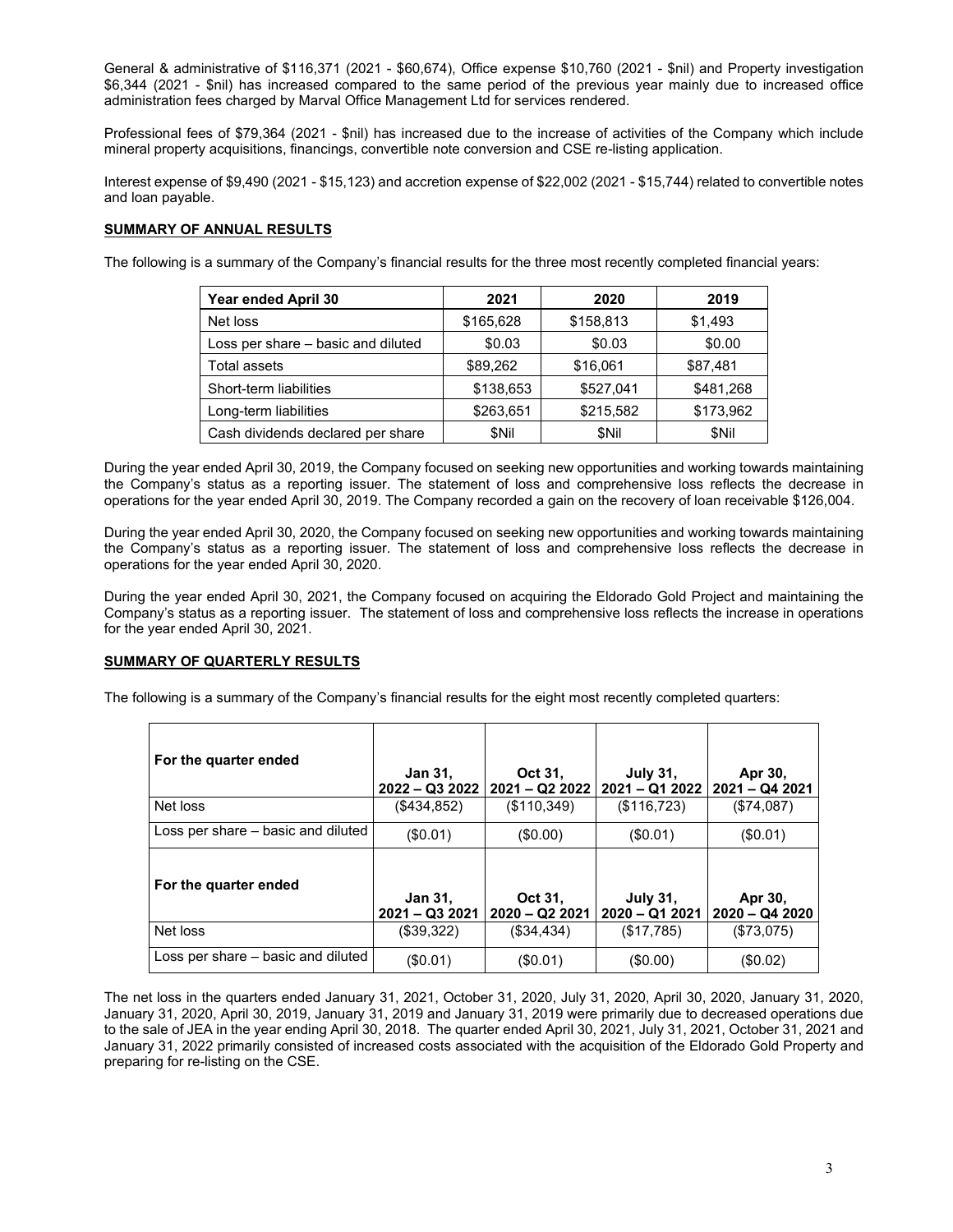General & administrative of $116,371 (2021 - $60,674), Office expense $10,760 (2021 - $nil) and Property investigation $6,344 (2021 - $nil) has increased compared to the same period of the previous year mainly due to increased office administration fees charged by Marval Office Management Ltd for services rendered.

Professional fees of $79,364 (2021 - $nil) has increased due to the increase of activities of the Company which include mineral property acquisitions, financings, convertible note conversion and CSE re-listing application.

Interest expense of $9,490 (2021 - $15,123) and accretion expense of $22,002 (2021 - $15,744) related to convertible notes and loan payable.

## SUMMARY OF ANNUAL RESULTS

The following is a summary of the Company's financial results for the three most recently completed financial years:

| Year ended April 30 | 2021 | 2020 | 2019 |
|---|---|---|---|
| Net loss | $165,628 | $158,813 | $1,493 |
| Loss per share – basic and diluted | $0.03 | $0.03 | $0.00 |
| Total assets | $89,262 | $16,061 | $87,481 |
| Short-term liabilities | $138,653 | $527,041 | $481,268 |
| Long-term liabilities | $263,651 | $215,582 | $173,962 |
| Cash dividends declared per share | $Nil | $Nil | $Nil |

During the year ended April 30, 2019, the Company focused on seeking new opportunities and working towards maintaining the Company's status as a reporting issuer. The statement of loss and comprehensive loss reflects the decrease in operations for the year ended April 30, 2019. The Company recorded a gain on the recovery of loan receivable $126,004.

During the year ended April 30, 2020, the Company focused on seeking new opportunities and working towards maintaining the Company's status as a reporting issuer. The statement of loss and comprehensive loss reflects the decrease in operations for the year ended April 30, 2020.

During the year ended April 30, 2021, the Company focused on acquiring the Eldorado Gold Project and maintaining the Company's status as a reporting issuer. The statement of loss and comprehensive loss reflects the increase in operations for the year ended April 30, 2021.

## SUMMARY OF QUARTERLY RESULTS

The following is a summary of the Company's financial results for the eight most recently completed quarters:

| For the quarter ended | Jan 31, 2022 – Q3 2022 | Oct 31, 2021 – Q2 2022 | July 31, 2021 – Q1 2022 | Apr 30, 2021 – Q4 2021 |
|---|---|---|---|---|
| Net loss | ($434,852) | ($110,349) | ($116,723) | ($74,087) |
| Loss per share – basic and diluted | ($0.01) | ($0.00) | ($0.01) | ($0.01) |
| **For the quarter ended** | **Jan 31, 2021 – Q3 2021** | **Oct 31, 2020 – Q2 2021** | **July 31, 2020 – Q1 2021** | **Apr 30, 2020 – Q4 2020** |
| Net loss | ($39,322) | ($34,434) | ($17,785) | ($73,075) |
| Loss per share – basic and diluted | ($0.01) | ($0.01) | ($0.00) | ($0.02) |

The net loss in the quarters ended January 31, 2021, October 31, 2020, July 31, 2020, April 30, 2020, January 31, 2020, January 31, 2020, April 30, 2019, January 31, 2019 and January 31, 2019 were primarily due to decreased operations due to the sale of JEA in the year ending April 30, 2018. The quarter ended April 30, 2021, July 31, 2021, October 31, 2021 and January 31, 2022 primarily consisted of increased costs associated with the acquisition of the Eldorado Gold Property and preparing for re-listing on the CSE.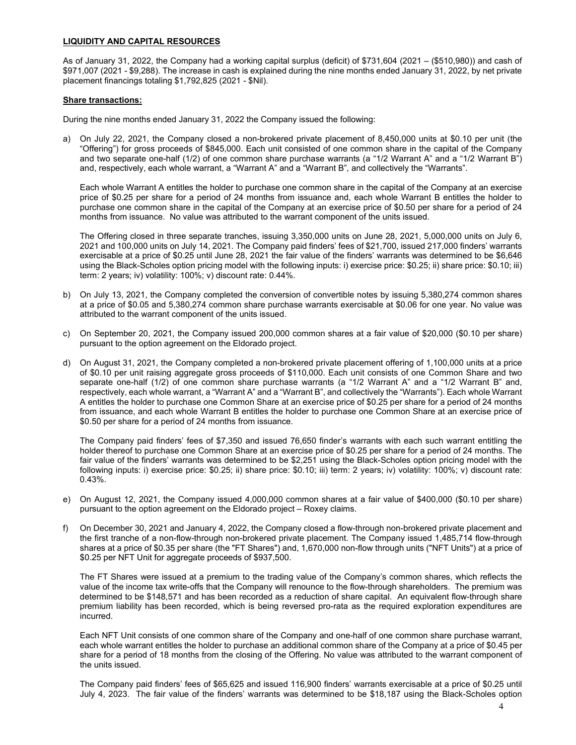## LIQUIDITY AND CAPITAL RESOURCES

As of January 31, 2022, the Company had a working capital surplus (deficit) of $731,604 (2021 – ($510,980)) and cash of $971,007 (2021 - $9,288). The increase in cash is explained during the nine months ended January 31, 2022, by net private placement financings totaling $1,792,825 (2021 - $Nil).

### Share transactions:

During the nine months ended January 31, 2022 the Company issued the following:

a) On July 22, 2021, the Company closed a non-brokered private placement of 8,450,000 units at $0.10 per unit (the "Offering") for gross proceeds of $845,000. Each unit consisted of one common share in the capital of the Company and two separate one-half (1/2) of one common share purchase warrants (a "1/2 Warrant A" and a "1/2 Warrant B") and, respectively, each whole warrant, a "Warrant A" and a "Warrant B", and collectively the "Warrants".

   Each whole Warrant A entitles the holder to purchase one common share in the capital of the Company at an exercise price of $0.25 per share for a period of 24 months from issuance and, each whole Warrant B entitles the holder to purchase one common share in the capital of the Company at an exercise price of $0.50 per share for a period of 24 months from issuance. No value was attributed to the warrant component of the units issued.

   The Offering closed in three separate tranches, issuing 3,350,000 units on June 28, 2021, 5,000,000 units on July 6, 2021 and 100,000 units on July 14, 2021. The Company paid finders' fees of $21,700, issued 217,000 finders' warrants exercisable at a price of $0.25 until June 28, 2021 the fair value of the finders' warrants was determined to be $6,646 using the Black-Scholes option pricing model with the following inputs: i) exercise price: $0.25; ii) share price: $0.10; iii) term: 2 years; iv) volatility: 100%; v) discount rate: 0.44%.

b) On July 13, 2021, the Company completed the conversion of convertible notes by issuing 5,380,274 common shares at a price of $0.05 and 5,380,274 common share purchase warrants exercisable at $0.06 for one year. No value was attributed to the warrant component of the units issued.

c) On September 20, 2021, the Company issued 200,000 common shares at a fair value of $20,000 ($0.10 per share) pursuant to the option agreement on the Eldorado project.

d) On August 31, 2021, the Company completed a non-brokered private placement offering of 1,100,000 units at a price of $0.10 per unit raising aggregate gross proceeds of $110,000. Each unit consists of one Common Share and two separate one-half (1/2) of one common share purchase warrants (a "1/2 Warrant A" and a "1/2 Warrant B" and, respectively, each whole warrant, a "Warrant A" and a "Warrant B", and collectively the "Warrants"). Each whole Warrant A entitles the holder to purchase one Common Share at an exercise price of $0.25 per share for a period of 24 months from issuance, and each whole Warrant B entitles the holder to purchase one Common Share at an exercise price of $0.50 per share for a period of 24 months from issuance.

   The Company paid finders' fees of $7,350 and issued 76,650 finder's warrants with each such warrant entitling the holder thereof to purchase one Common Share at an exercise price of $0.25 per share for a period of 24 months. The fair value of the finders' warrants was determined to be $2,251 using the Black-Scholes option pricing model with the following inputs: i) exercise price: $0.25; ii) share price: $0.10; iii) term: 2 years; iv) volatility: 100%; v) discount rate: 0.43%.

e) On August 12, 2021, the Company issued 4,000,000 common shares at a fair value of $400,000 ($0.10 per share) pursuant to the option agreement on the Eldorado project – Roxey claims.

f) On December 30, 2021 and January 4, 2022, the Company closed a flow-through non-brokered private placement and the first tranche of a non-flow-through non-brokered private placement. The Company issued 1,485,714 flow-through shares at a price of $0.35 per share (the "FT Shares") and, 1,670,000 non-flow through units ("NFT Units") at a price of $0.25 per NFT Unit for aggregate proceeds of $937,500.

   The FT Shares were issued at a premium to the trading value of the Company's common shares, which reflects the value of the income tax write-offs that the Company will renounce to the flow-through shareholders. The premium was determined to be $148,571 and has been recorded as a reduction of share capital. An equivalent flow-through share premium liability has been recorded, which is being reversed pro-rata as the required exploration expenditures are incurred.

   Each NFT Unit consists of one common share of the Company and one-half of one common share purchase warrant, each whole warrant entitles the holder to purchase an additional common share of the Company at a price of $0.45 per share for a period of 18 months from the closing of the Offering. No value was attributed to the warrant component of the units issued.

   The Company paid finders' fees of $65,625 and issued 116,900 finders' warrants exercisable at a price of $0.25 until July 4, 2023. The fair value of the finders' warrants was determined to be $18,187 using the Black-Scholes option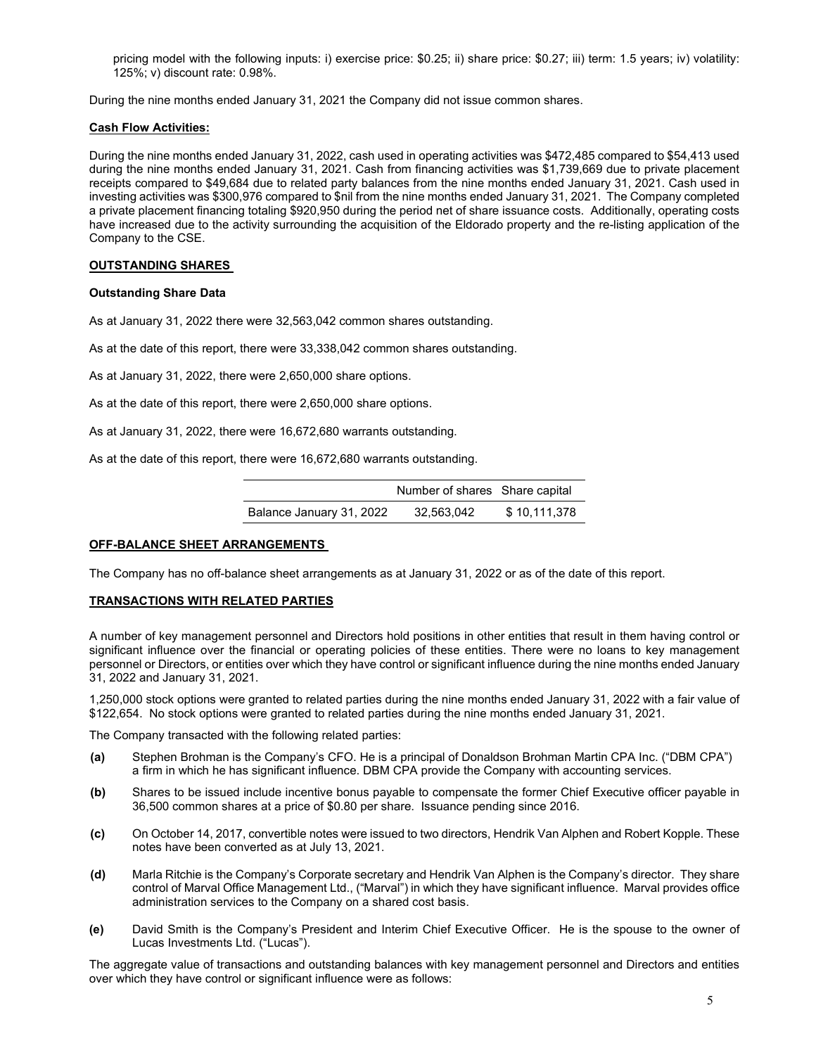pricing model with the following inputs: i) exercise price: $0.25; ii) share price: $0.27; iii) term: 1.5 years; iv) volatility: 125%; v) discount rate: 0.98%.

During the nine months ended January 31, 2021 the Company did not issue common shares.

**Cash Flow Activities:**

During the nine months ended January 31, 2022, cash used in operating activities was $472,485 compared to $54,413 used during the nine months ended January 31, 2021. Cash from financing activities was $1,739,669 due to private placement receipts compared to $49,684 due to related party balances from the nine months ended January 31, 2021. Cash used in investing activities was $300,976 compared to $nil from the nine months ended January 31, 2021. The Company completed a private placement financing totaling $920,950 during the period net of share issuance costs. Additionally, operating costs have increased due to the activity surrounding the acquisition of the Eldorado property and the re-listing application of the Company to the CSE.

## OUTSTANDING SHARES

**Outstanding Share Data**

As at January 31, 2022 there were 32,563,042 common shares outstanding.

As at the date of this report, there were 33,338,042 common shares outstanding.

As at January 31, 2022, there were 2,650,000 share options.

As at the date of this report, there were 2,650,000 share options.

As at January 31, 2022, there were 16,672,680 warrants outstanding.

As at the date of this report, there were 16,672,680 warrants outstanding.

| | Number of shares | Share capital |
|---|---|---|
| Balance January 31, 2022 | 32,563,042 | $ 10,111,378 |

## OFF-BALANCE SHEET ARRANGEMENTS

The Company has no off-balance sheet arrangements as at January 31, 2022 or as of the date of this report.

## TRANSACTIONS WITH RELATED PARTIES

A number of key management personnel and Directors hold positions in other entities that result in them having control or significant influence over the financial or operating policies of these entities. There were no loans to key management personnel or Directors, or entities over which they have control or significant influence during the nine months ended January 31, 2022 and January 31, 2021.

1,250,000 stock options were granted to related parties during the nine months ended January 31, 2022 with a fair value of $122,654. No stock options were granted to related parties during the nine months ended January 31, 2021.

The Company transacted with the following related parties:

**(a)** Stephen Brohman is the Company's CFO. He is a principal of Donaldson Brohman Martin CPA Inc. ("DBM CPA") a firm in which he has significant influence. DBM CPA provide the Company with accounting services.

**(b)** Shares to be issued include incentive bonus payable to compensate the former Chief Executive officer payable in 36,500 common shares at a price of $0.80 per share. Issuance pending since 2016.

**(c)** On October 14, 2017, convertible notes were issued to two directors, Hendrik Van Alphen and Robert Kopple. These notes have been converted as at July 13, 2021.

**(d)** Marla Ritchie is the Company's Corporate secretary and Hendrik Van Alphen is the Company's director. They share control of Marval Office Management Ltd., ("Marval") in which they have significant influence. Marval provides office administration services to the Company on a shared cost basis.

**(e)** David Smith is the Company's President and Interim Chief Executive Officer. He is the spouse to the owner of Lucas Investments Ltd. ("Lucas").

The aggregate value of transactions and outstanding balances with key management personnel and Directors and entities over which they have control or significant influence were as follows: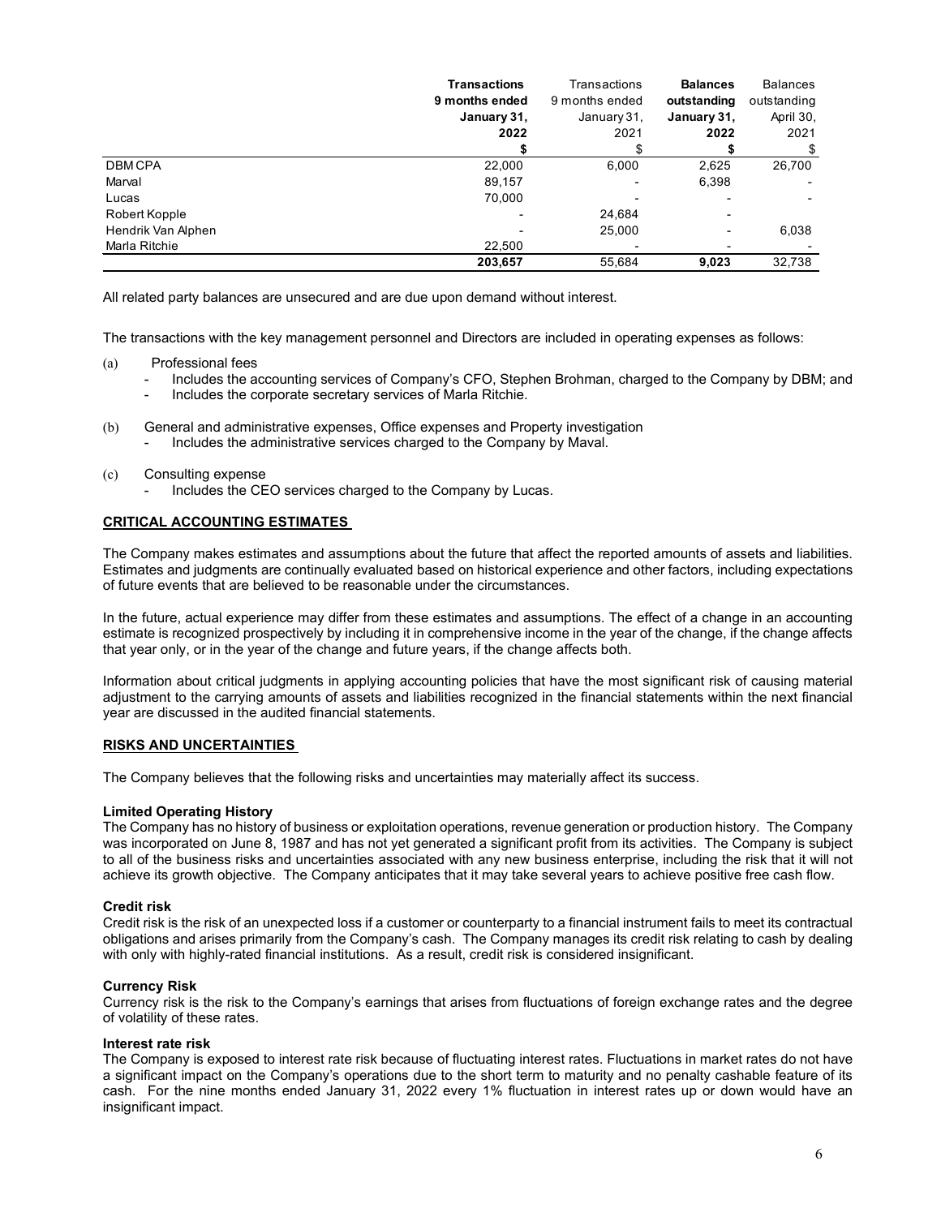| | **Transactions 9 months ended January 31, 2022** | Transactions 9 months ended January 31, 2021 | **Balances outstanding January 31, 2022** | Balances outstanding April 30, 2021 |
|---|---|---|---|---|
| | **$** | $ | **$** | $ |
| DBM CPA | 22,000 | 6,000 | 2,625 | 26,700 |
| Marval | 89,157 | - | 6,398 | - |
| Lucas | 70,000 | - | - | - |
| Robert Kopple | - | 24,684 | - | |
| Hendrik Van Alphen | - | 25,000 | - | 6,038 |
| Marla Ritchie | 22,500 | - | - | - |
| | **203,657** | 55,684 | **9,023** | 32,738 |

All related party balances are unsecured and are due upon demand without interest.

The transactions with the key management personnel and Directors are included in operating expenses as follows:

(a) Professional fees
- Includes the accounting services of Company's CFO, Stephen Brohman, charged to the Company by DBM; and
- Includes the corporate secretary services of Marla Ritchie.

(b) General and administrative expenses, Office expenses and Property investigation
- Includes the administrative services charged to the Company by Maval.

(c) Consulting expense
- Includes the CEO services charged to the Company by Lucas.

## CRITICAL ACCOUNTING ESTIMATES

The Company makes estimates and assumptions about the future that affect the reported amounts of assets and liabilities. Estimates and judgments are continually evaluated based on historical experience and other factors, including expectations of future events that are believed to be reasonable under the circumstances.

In the future, actual experience may differ from these estimates and assumptions. The effect of a change in an accounting estimate is recognized prospectively by including it in comprehensive income in the year of the change, if the change affects that year only, or in the year of the change and future years, if the change affects both.

Information about critical judgments in applying accounting policies that have the most significant risk of causing material adjustment to the carrying amounts of assets and liabilities recognized in the financial statements within the next financial year are discussed in the audited financial statements.

## RISKS AND UNCERTAINTIES

The Company believes that the following risks and uncertainties may materially affect its success.

**Limited Operating History**
The Company has no history of business or exploitation operations, revenue generation or production history. The Company was incorporated on June 8, 1987 and has not yet generated a significant profit from its activities. The Company is subject to all of the business risks and uncertainties associated with any new business enterprise, including the risk that it will not achieve its growth objective. The Company anticipates that it may take several years to achieve positive free cash flow.

**Credit risk**
Credit risk is the risk of an unexpected loss if a customer or counterparty to a financial instrument fails to meet its contractual obligations and arises primarily from the Company's cash. The Company manages its credit risk relating to cash by dealing with only with highly-rated financial institutions. As a result, credit risk is considered insignificant.

**Currency Risk**
Currency risk is the risk to the Company's earnings that arises from fluctuations of foreign exchange rates and the degree of volatility of these rates.

**Interest rate risk**
The Company is exposed to interest rate risk because of fluctuating interest rates. Fluctuations in market rates do not have a significant impact on the Company's operations due to the short term to maturity and no penalty cashable feature of its cash. For the nine months ended January 31, 2022 every 1% fluctuation in interest rates up or down would have an insignificant impact.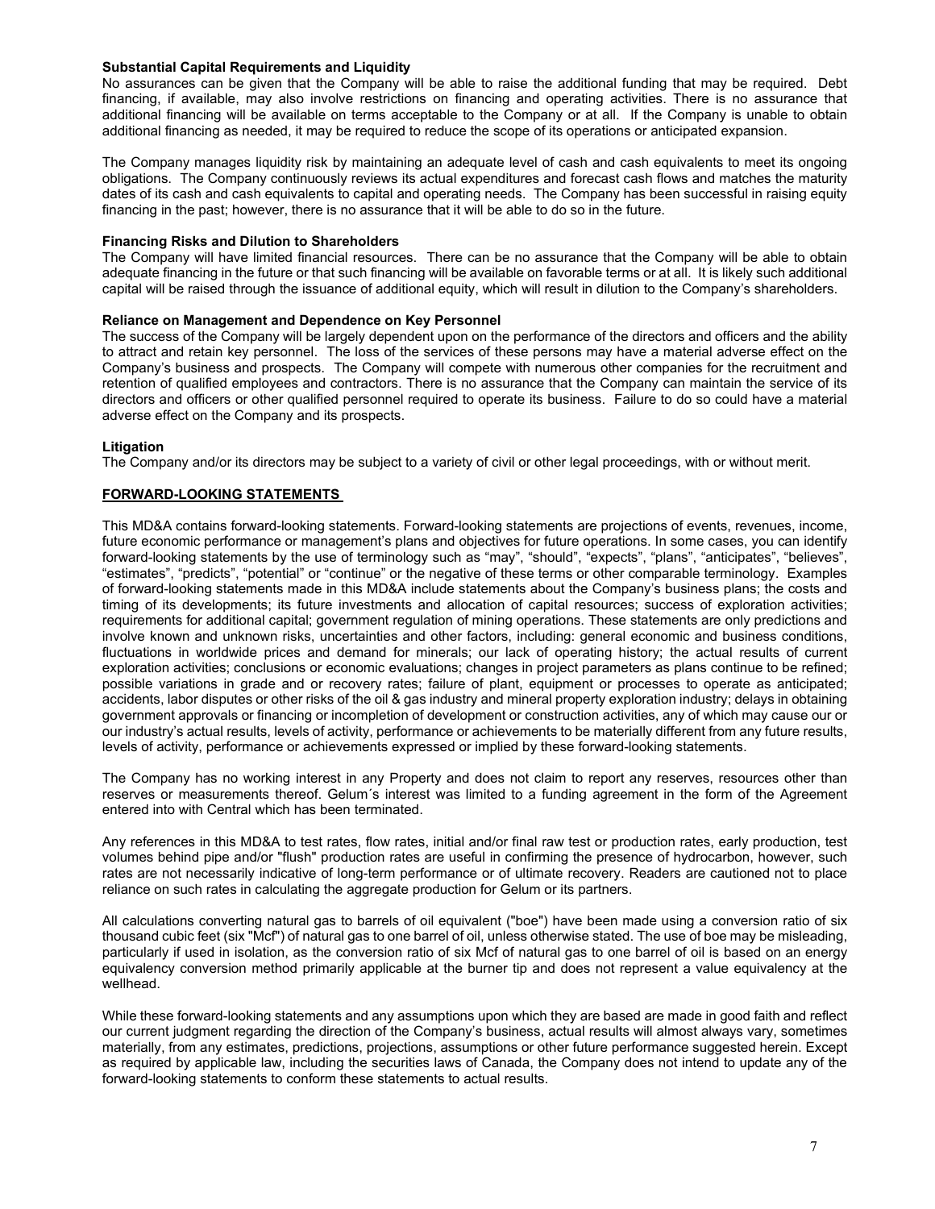**Substantial Capital Requirements and Liquidity**

No assurances can be given that the Company will be able to raise the additional funding that may be required. Debt financing, if available, may also involve restrictions on financing and operating activities. There is no assurance that additional financing will be available on terms acceptable to the Company or at all. If the Company is unable to obtain additional financing as needed, it may be required to reduce the scope of its operations or anticipated expansion.

The Company manages liquidity risk by maintaining an adequate level of cash and cash equivalents to meet its ongoing obligations. The Company continuously reviews its actual expenditures and forecast cash flows and matches the maturity dates of its cash and cash equivalents to capital and operating needs. The Company has been successful in raising equity financing in the past; however, there is no assurance that it will be able to do so in the future.

**Financing Risks and Dilution to Shareholders**

The Company will have limited financial resources. There can be no assurance that the Company will be able to obtain adequate financing in the future or that such financing will be available on favorable terms or at all. It is likely such additional capital will be raised through the issuance of additional equity, which will result in dilution to the Company's shareholders.

**Reliance on Management and Dependence on Key Personnel**

The success of the Company will be largely dependent upon on the performance of the directors and officers and the ability to attract and retain key personnel. The loss of the services of these persons may have a material adverse effect on the Company's business and prospects. The Company will compete with numerous other companies for the recruitment and retention of qualified employees and contractors. There is no assurance that the Company can maintain the service of its directors and officers or other qualified personnel required to operate its business. Failure to do so could have a material adverse effect on the Company and its prospects.

**Litigation**

The Company and/or its directors may be subject to a variety of civil or other legal proceedings, with or without merit.

**FORWARD-LOOKING STATEMENTS**

This MD&A contains forward-looking statements. Forward-looking statements are projections of events, revenues, income, future economic performance or management's plans and objectives for future operations. In some cases, you can identify forward-looking statements by the use of terminology such as "may", "should", "expects", "plans", "anticipates", "believes", "estimates", "predicts", "potential" or "continue" or the negative of these terms or other comparable terminology. Examples of forward-looking statements made in this MD&A include statements about the Company's business plans; the costs and timing of its developments; its future investments and allocation of capital resources; success of exploration activities; requirements for additional capital; government regulation of mining operations. These statements are only predictions and involve known and unknown risks, uncertainties and other factors, including: general economic and business conditions, fluctuations in worldwide prices and demand for minerals; our lack of operating history; the actual results of current exploration activities; conclusions or economic evaluations; changes in project parameters as plans continue to be refined; possible variations in grade and or recovery rates; failure of plant, equipment or processes to operate as anticipated; accidents, labor disputes or other risks of the oil & gas industry and mineral property exploration industry; delays in obtaining government approvals or financing or incompletion of development or construction activities, any of which may cause our or our industry's actual results, levels of activity, performance or achievements to be materially different from any future results, levels of activity, performance or achievements expressed or implied by these forward-looking statements.

The Company has no working interest in any Property and does not claim to report any reserves, resources other than reserves or measurements thereof. Gelum´s interest was limited to a funding agreement in the form of the Agreement entered into with Central which has been terminated.

Any references in this MD&A to test rates, flow rates, initial and/or final raw test or production rates, early production, test volumes behind pipe and/or "flush" production rates are useful in confirming the presence of hydrocarbon, however, such rates are not necessarily indicative of long-term performance or of ultimate recovery. Readers are cautioned not to place reliance on such rates in calculating the aggregate production for Gelum or its partners.

All calculations converting natural gas to barrels of oil equivalent ("boe") have been made using a conversion ratio of six thousand cubic feet (six "Mcf") of natural gas to one barrel of oil, unless otherwise stated. The use of boe may be misleading, particularly if used in isolation, as the conversion ratio of six Mcf of natural gas to one barrel of oil is based on an energy equivalency conversion method primarily applicable at the burner tip and does not represent a value equivalency at the wellhead.

While these forward-looking statements and any assumptions upon which they are based are made in good faith and reflect our current judgment regarding the direction of the Company's business, actual results will almost always vary, sometimes materially, from any estimates, predictions, projections, assumptions or other future performance suggested herein. Except as required by applicable law, including the securities laws of Canada, the Company does not intend to update any of the forward-looking statements to conform these statements to actual results.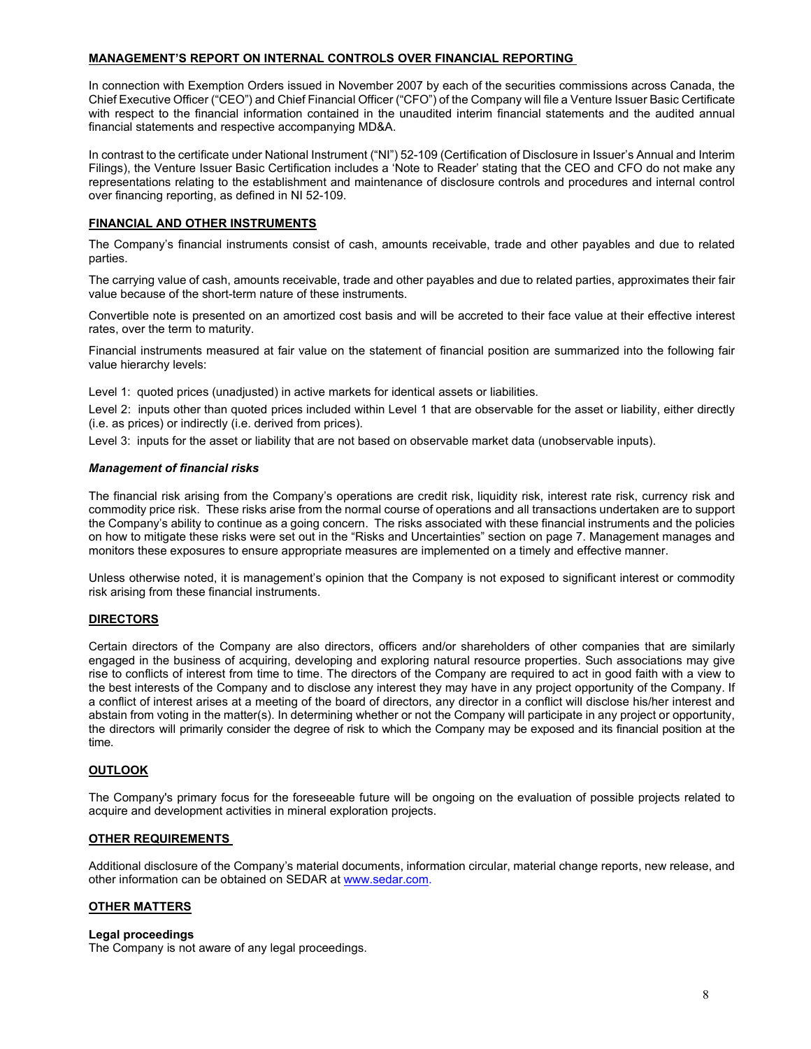## MANAGEMENT'S REPORT ON INTERNAL CONTROLS OVER FINANCIAL REPORTING

In connection with Exemption Orders issued in November 2007 by each of the securities commissions across Canada, the Chief Executive Officer ("CEO") and Chief Financial Officer ("CFO") of the Company will file a Venture Issuer Basic Certificate with respect to the financial information contained in the unaudited interim financial statements and the audited annual financial statements and respective accompanying MD&A.

In contrast to the certificate under National Instrument ("NI") 52-109 (Certification of Disclosure in Issuer's Annual and Interim Filings), the Venture Issuer Basic Certification includes a 'Note to Reader' stating that the CEO and CFO do not make any representations relating to the establishment and maintenance of disclosure controls and procedures and internal control over financing reporting, as defined in NI 52-109.

## FINANCIAL AND OTHER INSTRUMENTS

The Company's financial instruments consist of cash, amounts receivable, trade and other payables and due to related parties.

The carrying value of cash, amounts receivable, trade and other payables and due to related parties, approximates their fair value because of the short-term nature of these instruments.

Convertible note is presented on an amortized cost basis and will be accreted to their face value at their effective interest rates, over the term to maturity.

Financial instruments measured at fair value on the statement of financial position are summarized into the following fair value hierarchy levels:

Level 1: quoted prices (unadjusted) in active markets for identical assets or liabilities.

Level 2: inputs other than quoted prices included within Level 1 that are observable for the asset or liability, either directly (i.e. as prices) or indirectly (i.e. derived from prices).

Level 3: inputs for the asset or liability that are not based on observable market data (unobservable inputs).

***Management of financial risks***

The financial risk arising from the Company's operations are credit risk, liquidity risk, interest rate risk, currency risk and commodity price risk. These risks arise from the normal course of operations and all transactions undertaken are to support the Company's ability to continue as a going concern. The risks associated with these financial instruments and the policies on how to mitigate these risks were set out in the "Risks and Uncertainties" section on page 7. Management manages and monitors these exposures to ensure appropriate measures are implemented on a timely and effective manner.

Unless otherwise noted, it is management's opinion that the Company is not exposed to significant interest or commodity risk arising from these financial instruments.

## DIRECTORS

Certain directors of the Company are also directors, officers and/or shareholders of other companies that are similarly engaged in the business of acquiring, developing and exploring natural resource properties. Such associations may give rise to conflicts of interest from time to time. The directors of the Company are required to act in good faith with a view to the best interests of the Company and to disclose any interest they may have in any project opportunity of the Company. If a conflict of interest arises at a meeting of the board of directors, any director in a conflict will disclose his/her interest and abstain from voting in the matter(s). In determining whether or not the Company will participate in any project or opportunity, the directors will primarily consider the degree of risk to which the Company may be exposed and its financial position at the time.

## OUTLOOK

The Company's primary focus for the foreseeable future will be ongoing on the evaluation of possible projects related to acquire and development activities in mineral exploration projects.

## OTHER REQUIREMENTS

Additional disclosure of the Company's material documents, information circular, material change reports, new release, and other information can be obtained on SEDAR at www.sedar.com.

## OTHER MATTERS

**Legal proceedings**

The Company is not aware of any legal proceedings.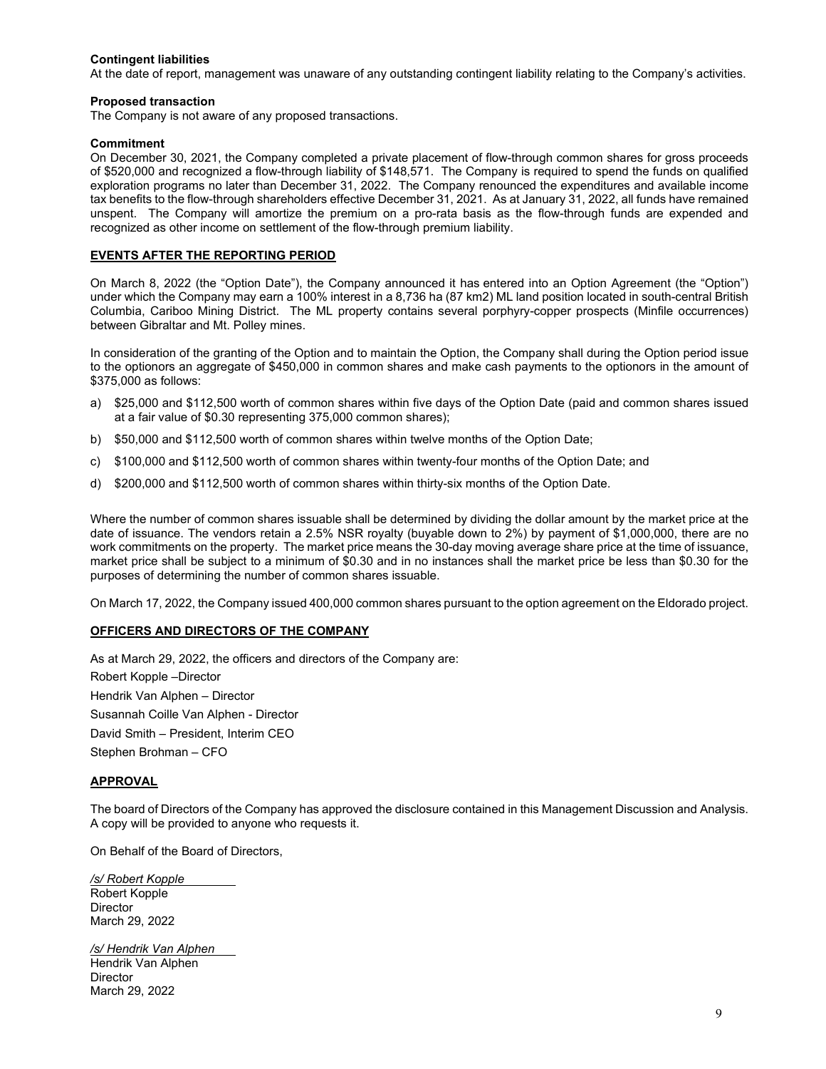**Contingent liabilities**

At the date of report, management was unaware of any outstanding contingent liability relating to the Company's activities.

**Proposed transaction**

The Company is not aware of any proposed transactions.

**Commitment**

On December 30, 2021, the Company completed a private placement of flow-through common shares for gross proceeds of $520,000 and recognized a flow-through liability of $148,571. The Company is required to spend the funds on qualified exploration programs no later than December 31, 2022. The Company renounced the expenditures and available income tax benefits to the flow-through shareholders effective December 31, 2021. As at January 31, 2022, all funds have remained unspent. The Company will amortize the premium on a pro-rata basis as the flow-through funds are expended and recognized as other income on settlement of the flow-through premium liability.

## EVENTS AFTER THE REPORTING PERIOD

On March 8, 2022 (the "Option Date"), the Company announced it has entered into an Option Agreement (the "Option") under which the Company may earn a 100% interest in a 8,736 ha (87 km2) ML land position located in south-central British Columbia, Cariboo Mining District. The ML property contains several porphyry-copper prospects (Minfile occurrences) between Gibraltar and Mt. Polley mines.

In consideration of the granting of the Option and to maintain the Option, the Company shall during the Option period issue to the optionors an aggregate of $450,000 in common shares and make cash payments to the optionors in the amount of $375,000 as follows:

a) $25,000 and $112,500 worth of common shares within five days of the Option Date (paid and common shares issued at a fair value of $0.30 representing 375,000 common shares);
b) $50,000 and $112,500 worth of common shares within twelve months of the Option Date;
c) $100,000 and $112,500 worth of common shares within twenty-four months of the Option Date; and
d) $200,000 and $112,500 worth of common shares within thirty-six months of the Option Date.

Where the number of common shares issuable shall be determined by dividing the dollar amount by the market price at the date of issuance. The vendors retain a 2.5% NSR royalty (buyable down to 2%) by payment of $1,000,000, there are no work commitments on the property. The market price means the 30-day moving average share price at the time of issuance, market price shall be subject to a minimum of $0.30 and in no instances shall the market price be less than $0.30 for the purposes of determining the number of common shares issuable.

On March 17, 2022, the Company issued 400,000 common shares pursuant to the option agreement on the Eldorado project.

## OFFICERS AND DIRECTORS OF THE COMPANY

As at March 29, 2022, the officers and directors of the Company are:

Robert Kopple –Director

Hendrik Van Alphen – Director

Susannah Coille Van Alphen - Director

David Smith – President, Interim CEO

Stephen Brohman – CFO

## APPROVAL

The board of Directors of the Company has approved the disclosure contained in this Management Discussion and Analysis. A copy will be provided to anyone who requests it.

On Behalf of the Board of Directors,

*/s/ Robert Kopple*
Robert Kopple
Director
March 29, 2022

*/s/ Hendrik Van Alphen*
Hendrik Van Alphen
Director
March 29, 2022